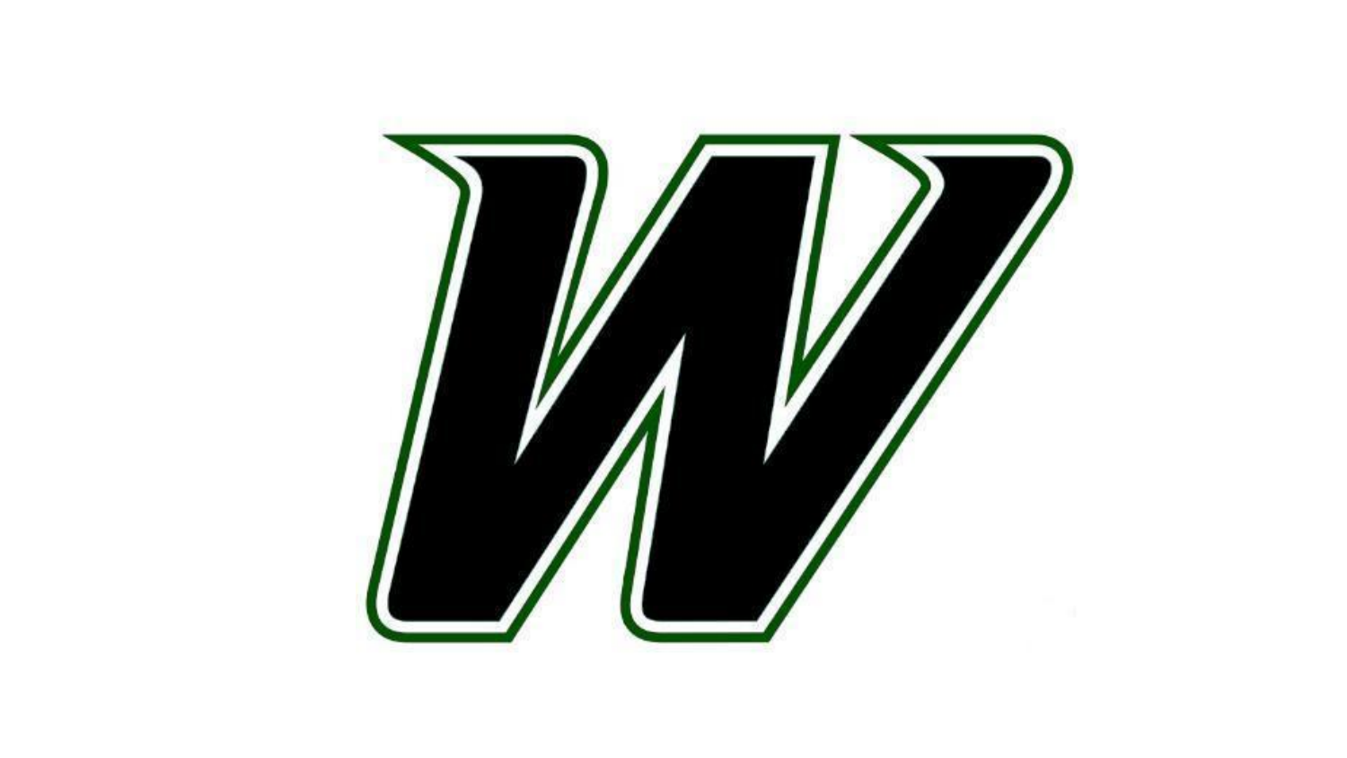W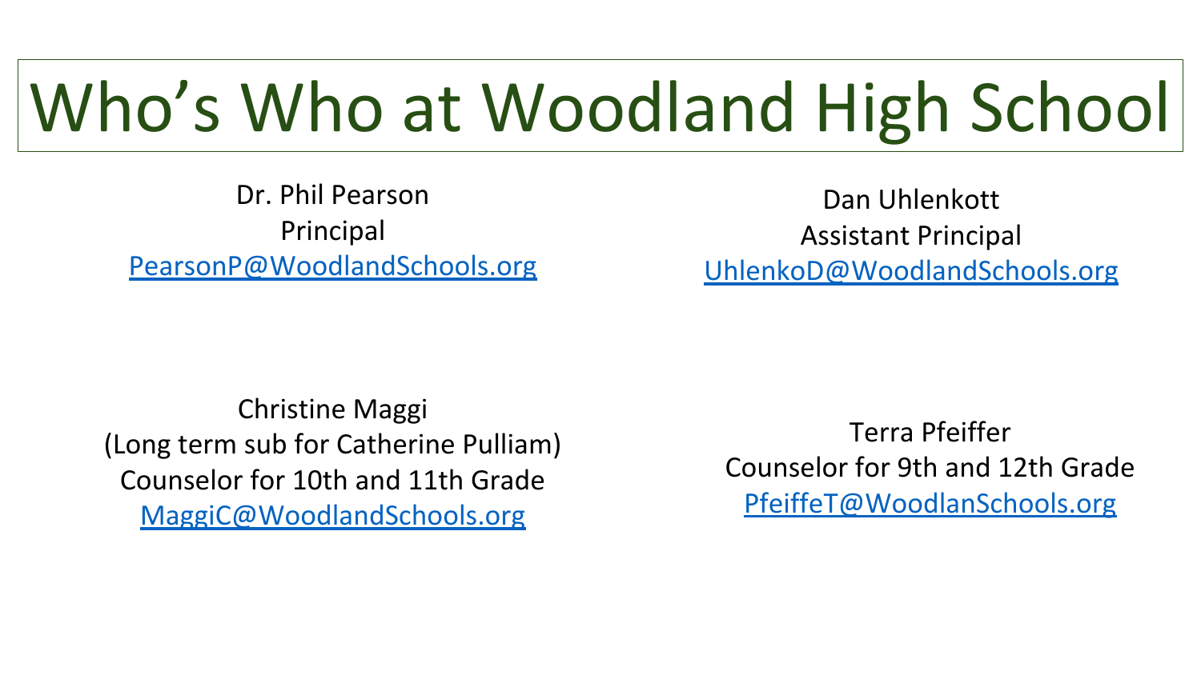# Who's Who at Woodland High School

Dr. Phil Pearson
Principal
PearsonP@WoodlandSchools.org

Dan Uhlenkott
Assistant Principal
UhlenkoD@WoodlandSchools.org

Christine Maggi
(Long term sub for Catherine Pulliam)
Counselor for 10th and 11th Grade
MaggiC@WoodlandSchools.org

Terra Pfeiffer
Counselor for 9th and 12th Grade
PfeiffeT@WoodlanSchools.org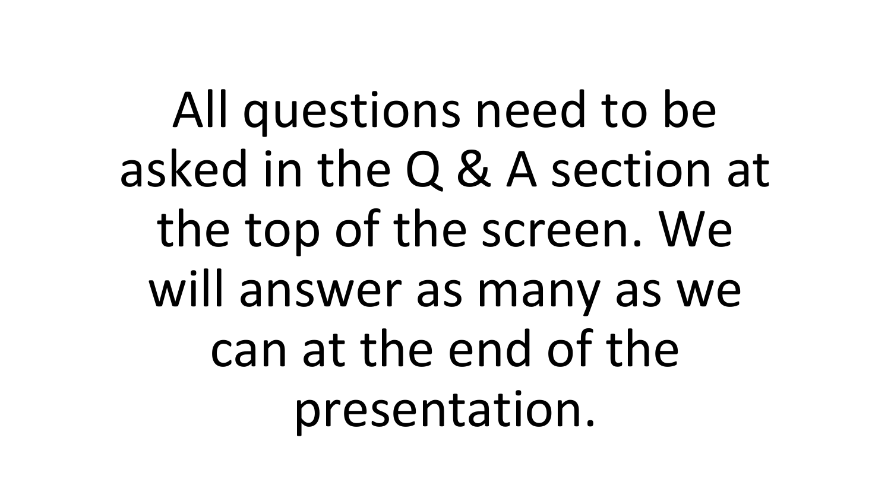All questions need to be asked in the Q & A section at the top of the screen. We will answer as many as we can at the end of the presentation.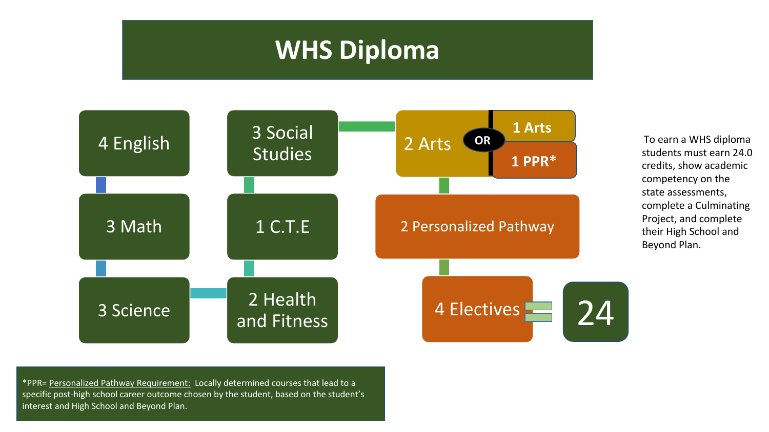# WHS Diploma

- 4 English
- 3 Math
- 3 Science
- 3 Social Studies
- 1 C.T.E
- 2 Health and Fitness
- 2 Arts **OR** **1 Arts** / **1 PPR***
- 2 Personalized Pathway
- 4 Electives

= 24

To earn a WHS diploma students must earn 24.0 credits, show academic competency on the state assessments, complete a Culminating Project, and complete their High School and Beyond Plan.

*PPR= Personalized Pathway Requirement: Locally determined courses that lead to a specific post-high school career outcome chosen by the student, based on the student's interest and High School and Beyond Plan.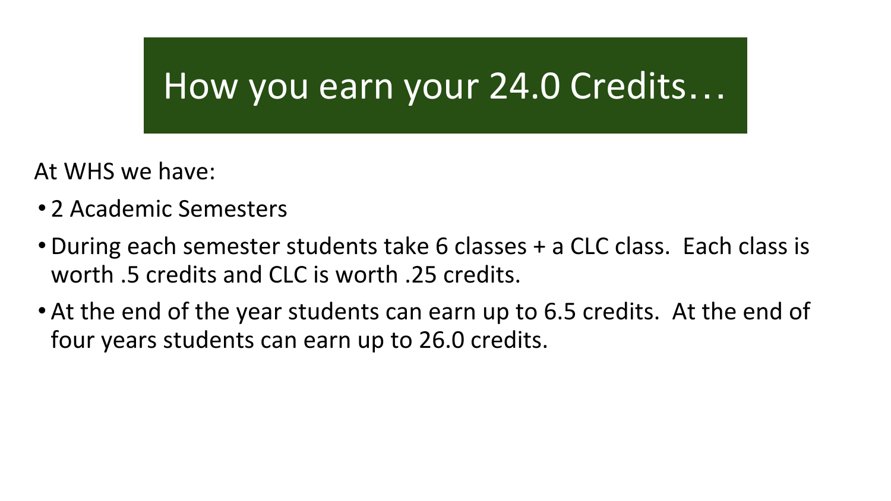# How you earn your 24.0 Credits…

At WHS we have:

- 2 Academic Semesters
- During each semester students take 6 classes + a CLC class. Each class is worth .5 credits and CLC is worth .25 credits.
- At the end of the year students can earn up to 6.5 credits. At the end of four years students can earn up to 26.0 credits.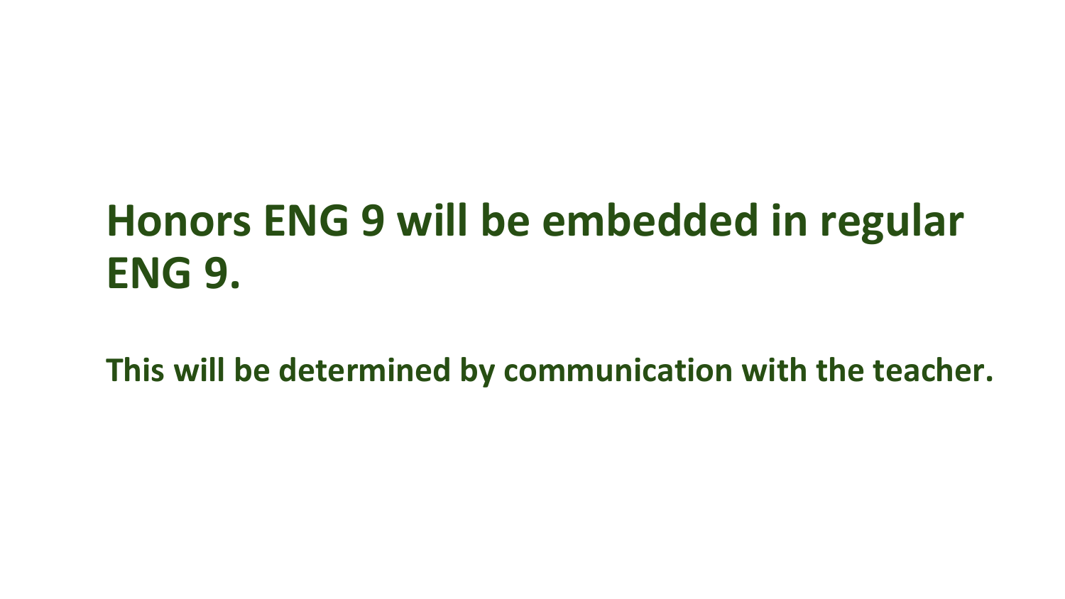# Honors ENG 9 will be embedded in regular ENG 9.

**This will be determined by communication with the teacher.**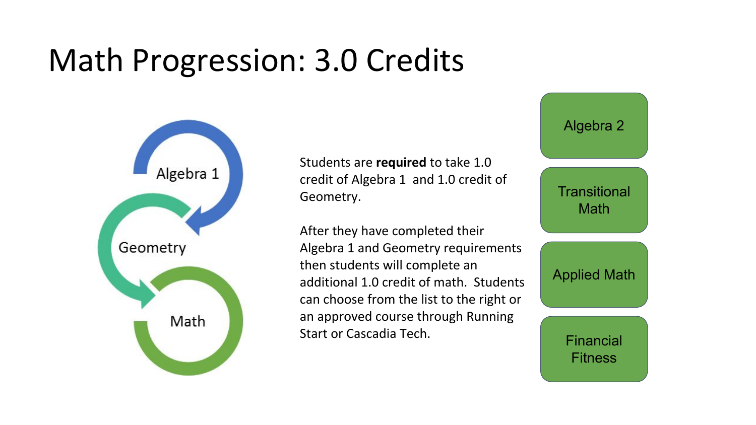# Math Progression: 3.0 Credits

Algebra 1

Geometry

Math

Students are **required** to take 1.0 credit of Algebra 1 and 1.0 credit of Geometry.

After they have completed their Algebra 1 and Geometry requirements then students will complete an additional 1.0 credit of math. Students can choose from the list to the right or an approved course through Running Start or Cascadia Tech.

- Algebra 2
- Transitional Math
- Applied Math
- Financial Fitness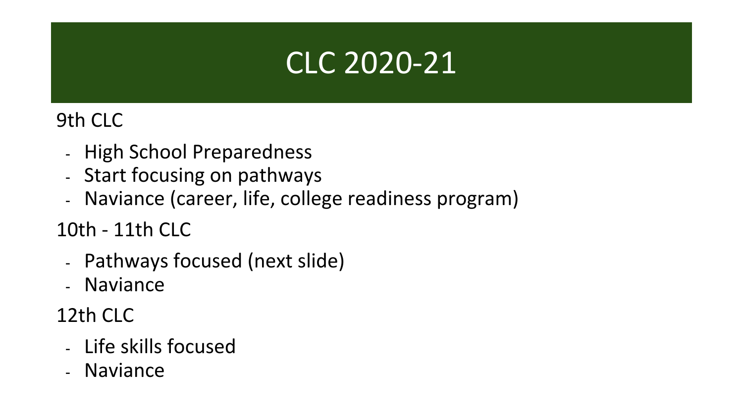# CLC 2020-21

9th CLC

- High School Preparedness
- Start focusing on pathways
- Naviance (career, life, college readiness program)

10th - 11th CLC

- Pathways focused (next slide)
- Naviance

12th CLC

- Life skills focused
- Naviance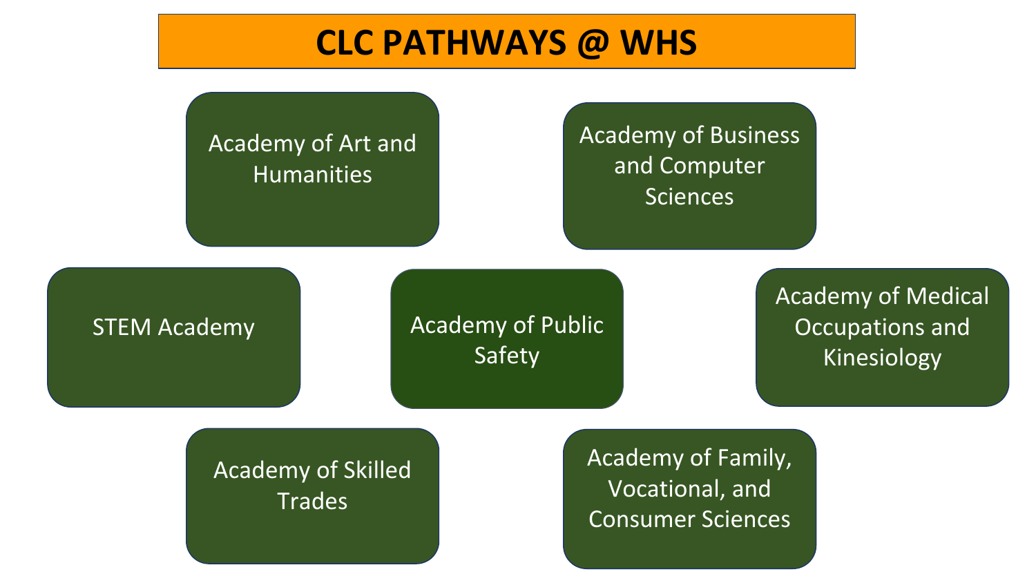# CLC PATHWAYS @ WHS

- Academy of Art and Humanities
- Academy of Business and Computer Sciences
- STEM Academy
- Academy of Public Safety
- Academy of Medical Occupations and Kinesiology
- Academy of Skilled Trades
- Academy of Family, Vocational, and Consumer Sciences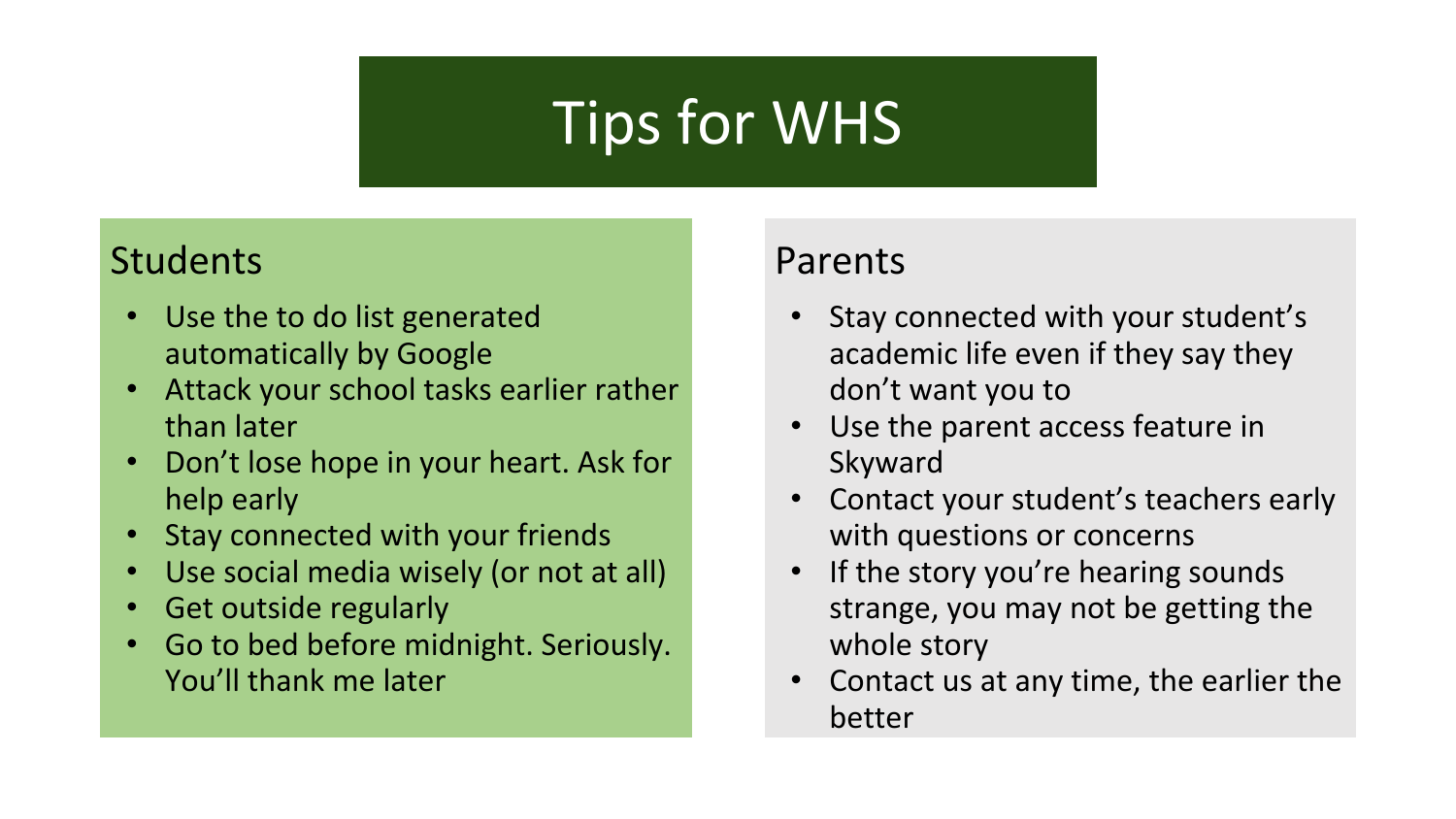# Tips for WHS

## Students

- Use the to do list generated automatically by Google
- Attack your school tasks earlier rather than later
- Don't lose hope in your heart. Ask for help early
- Stay connected with your friends
- Use social media wisely (or not at all)
- Get outside regularly
- Go to bed before midnight. Seriously. You'll thank me later

## Parents

- Stay connected with your student's academic life even if they say they don't want you to
- Use the parent access feature in Skyward
- Contact your student's teachers early with questions or concerns
- If the story you're hearing sounds strange, you may not be getting the whole story
- Contact us at any time, the earlier the better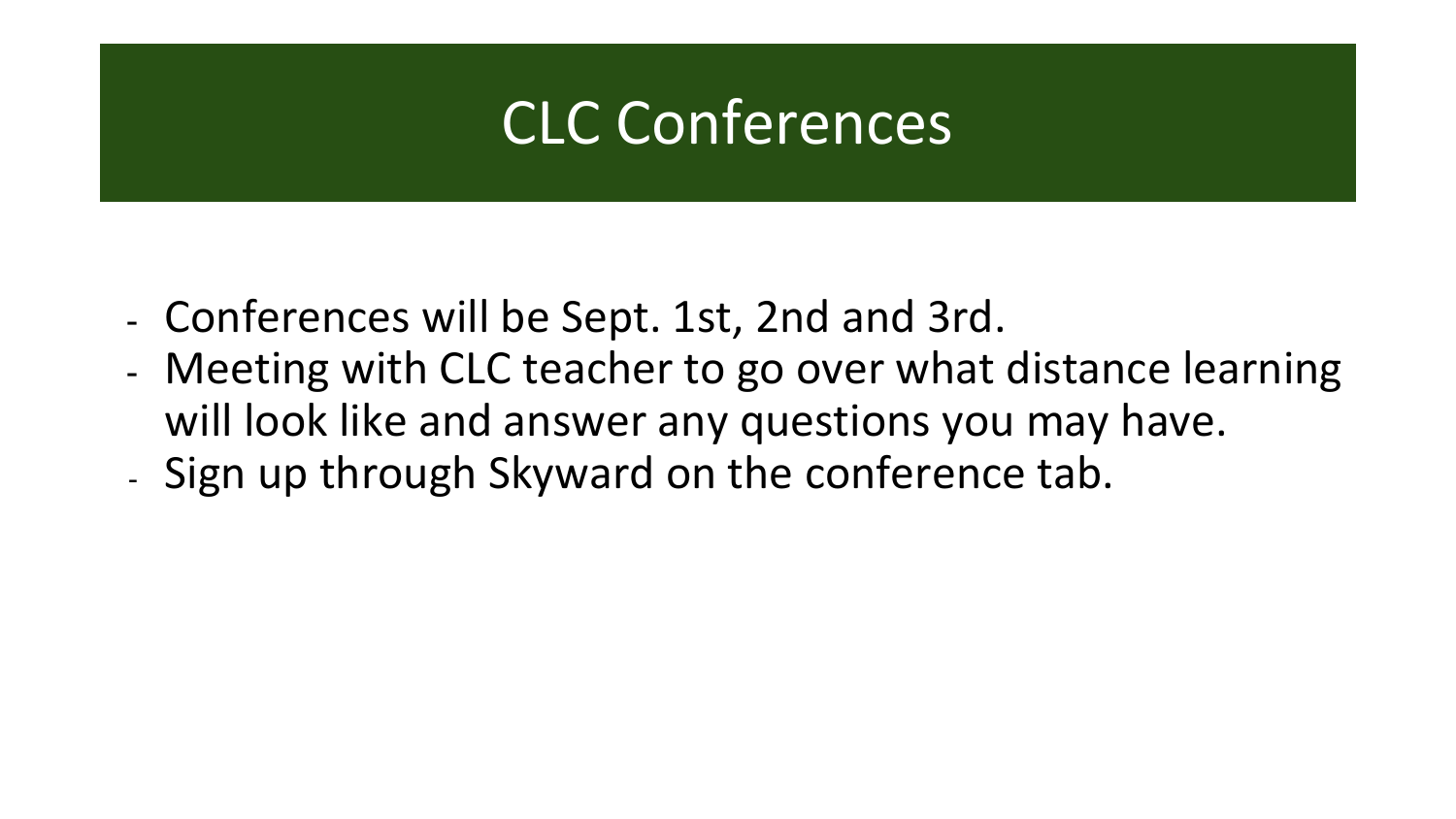# CLC Conferences

- Conferences will be Sept. 1st, 2nd and 3rd.
- Meeting with CLC teacher to go over what distance learning will look like and answer any questions you may have.
- Sign up through Skyward on the conference tab.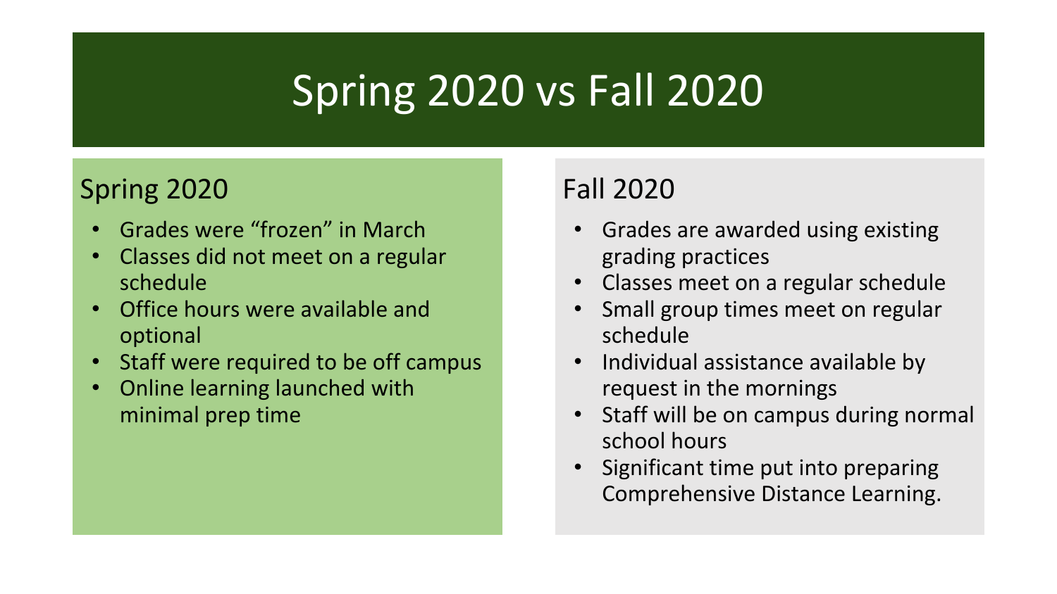# Spring 2020 vs Fall 2020

## Spring 2020

- Grades were “frozen” in March
- Classes did not meet on a regular schedule
- Office hours were available and optional
- Staff were required to be off campus
- Online learning launched with minimal prep time

## Fall 2020

- Grades are awarded using existing grading practices
- Classes meet on a regular schedule
- Small group times meet on regular schedule
- Individual assistance available by request in the mornings
- Staff will be on campus during normal school hours
- Significant time put into preparing Comprehensive Distance Learning.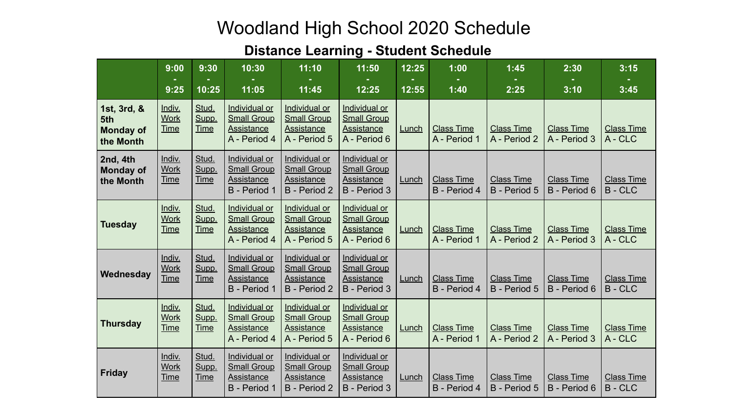# Woodland High School 2020 Schedule

## Distance Learning - Student Schedule

| | 9:00 - 9:25 | 9:30 - 10:25 | 10:30 - 11:05 | 11:10 - 11:45 | 11:50 - 12:25 | 12:25 - 12:55 | 1:00 - 1:40 | 1:45 - 2:25 | 2:30 - 3:10 | 3:15 - 3:45 |
|---|---|---|---|---|---|---|---|---|---|---|
| **1st, 3rd, & 5th Monday of the Month** | Indiv. Work Time | Stud. Supp. Time | Individual or Small Group Assistance A - Period 4 | Individual or Small Group Assistance A - Period 5 | Individual or Small Group Assistance A - Period 6 | Lunch | Class Time A - Period 1 | Class Time A - Period 2 | Class Time A - Period 3 | Class Time A - CLC |
| **2nd, 4th Monday of the Month** | Indiv. Work Time | Stud. Supp. Time | Individual or Small Group Assistance B - Period 1 | Individual or Small Group Assistance B - Period 2 | Individual or Small Group Assistance B - Period 3 | Lunch | Class Time B - Period 4 | Class Time B - Period 5 | Class Time B - Period 6 | Class Time B - CLC |
| **Tuesday** | Indiv. Work Time | Stud. Supp. Time | Individual or Small Group Assistance A - Period 4 | Individual or Small Group Assistance A - Period 5 | Individual or Small Group Assistance A - Period 6 | Lunch | Class Time A - Period 1 | Class Time A - Period 2 | Class Time A - Period 3 | Class Time A - CLC |
| **Wednesday** | Indiv. Work Time | Stud. Supp. Time | Individual or Small Group Assistance B - Period 1 | Individual or Small Group Assistance B - Period 2 | Individual or Small Group Assistance B - Period 3 | Lunch | Class Time B - Period 4 | Class Time B - Period 5 | Class Time B - Period 6 | Class Time B - CLC |
| **Thursday** | Indiv. Work Time | Stud. Supp. Time | Individual or Small Group Assistance A - Period 4 | Individual or Small Group Assistance A - Period 5 | Individual or Small Group Assistance A - Period 6 | Lunch | Class Time A - Period 1 | Class Time A - Period 2 | Class Time A - Period 3 | Class Time A - CLC |
| **Friday** | Indiv. Work Time | Stud. Supp. Time | Individual or Small Group Assistance B - Period 1 | Individual or Small Group Assistance B - Period 2 | Individual or Small Group Assistance B - Period 3 | Lunch | Class Time B - Period 4 | Class Time B - Period 5 | Class Time B - Period 6 | Class Time B - CLC |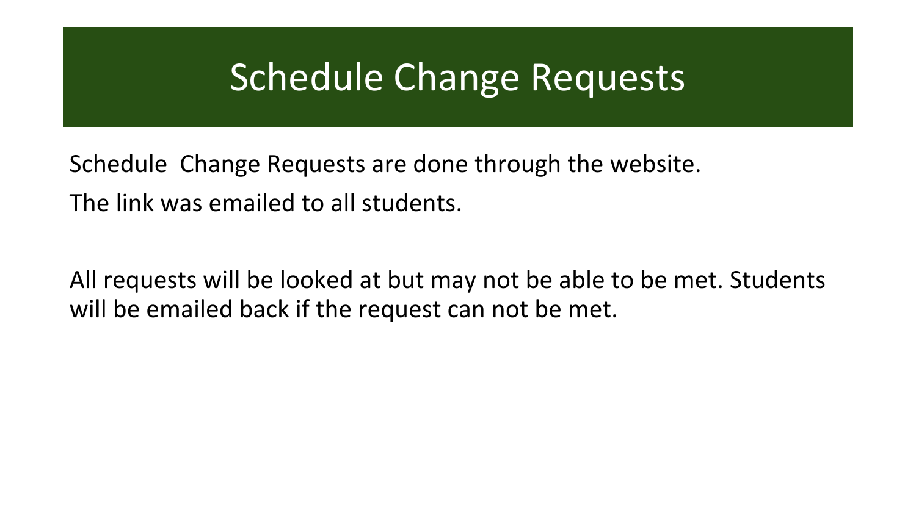# Schedule Change Requests

Schedule  Change Requests are done through the website.

The link was emailed to all students.

All requests will be looked at but may not be able to be met. Students will be emailed back if the request can not be met.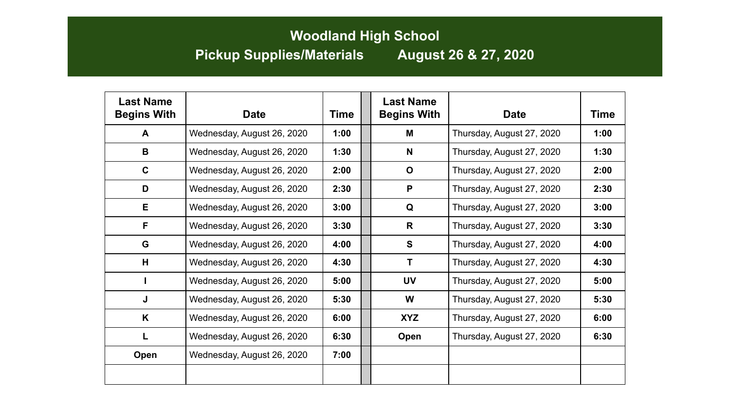# Woodland High School

## Pickup Supplies/Materials August 26 & 27, 2020

| Last Name Begins With | Date | Time | | Last Name Begins With | Date | Time |
|---|---|---|---|---|---|---|
| A | Wednesday, August 26, 2020 | **1:00** | | M | Thursday, August 27, 2020 | **1:00** |
| B | Wednesday, August 26, 2020 | **1:30** | | N | Thursday, August 27, 2020 | **1:30** |
| C | Wednesday, August 26, 2020 | **2:00** | | O | Thursday, August 27, 2020 | **2:00** |
| D | Wednesday, August 26, 2020 | **2:30** | | P | Thursday, August 27, 2020 | **2:30** |
| E | Wednesday, August 26, 2020 | **3:00** | | Q | Thursday, August 27, 2020 | **3:00** |
| F | Wednesday, August 26, 2020 | **3:30** | | R | Thursday, August 27, 2020 | **3:30** |
| G | Wednesday, August 26, 2020 | **4:00** | | S | Thursday, August 27, 2020 | **4:00** |
| H | Wednesday, August 26, 2020 | **4:30** | | T | Thursday, August 27, 2020 | **4:30** |
| I | Wednesday, August 26, 2020 | **5:00** | | UV | Thursday, August 27, 2020 | **5:00** |
| J | Wednesday, August 26, 2020 | **5:30** | | W | Thursday, August 27, 2020 | **5:30** |
| K | Wednesday, August 26, 2020 | **6:00** | | XYZ | Thursday, August 27, 2020 | **6:00** |
| L | Wednesday, August 26, 2020 | **6:30** | | Open | Thursday, August 27, 2020 | **6:30** |
| Open | Wednesday, August 26, 2020 | **7:00** | | | | |
| | | | | | | |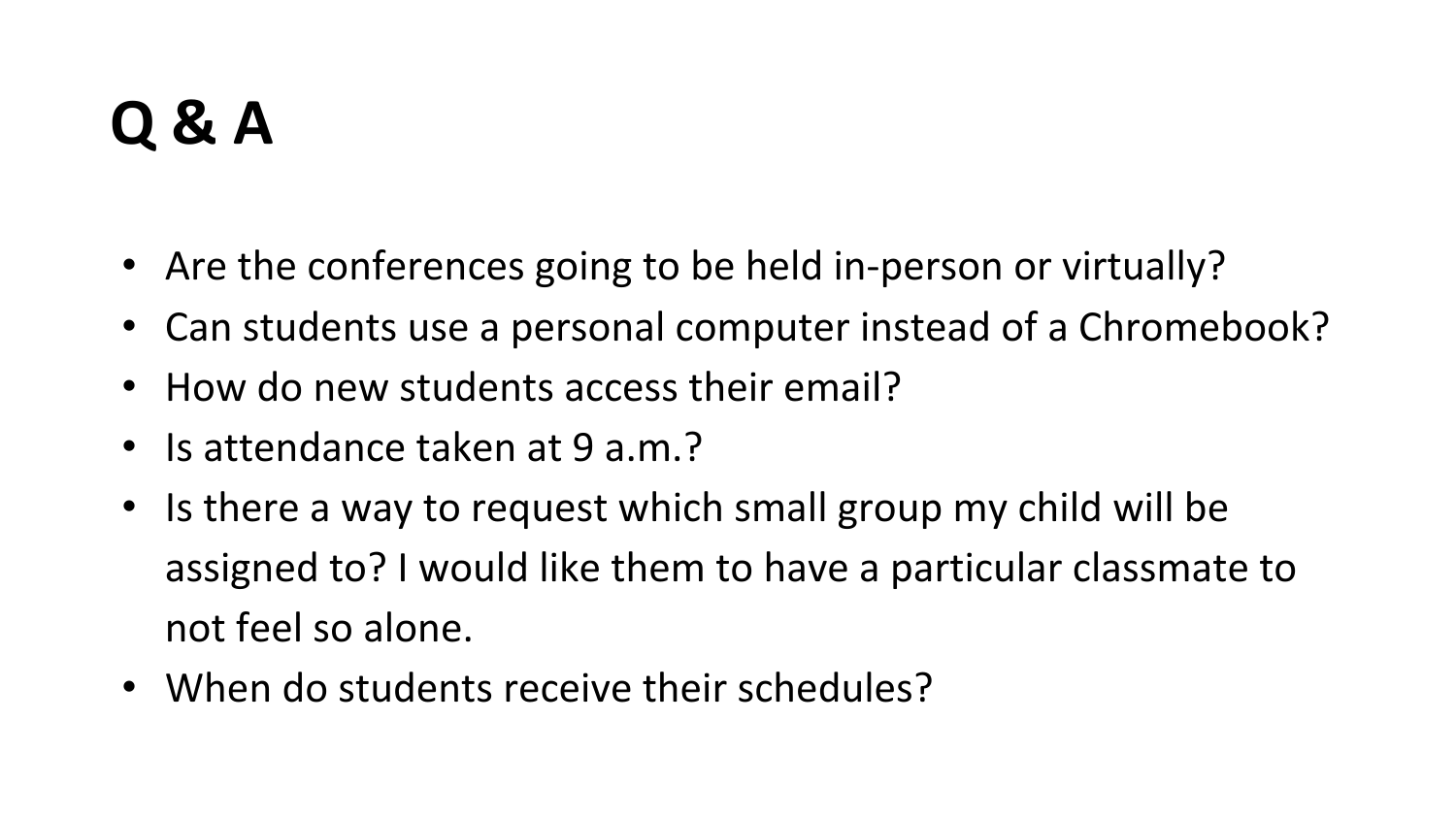# Q & A

- Are the conferences going to be held in-person or virtually?
- Can students use a personal computer instead of a Chromebook?
- How do new students access their email?
- Is attendance taken at 9 a.m.?
- Is there a way to request which small group my child will be assigned to? I would like them to have a particular classmate to not feel so alone.
- When do students receive their schedules?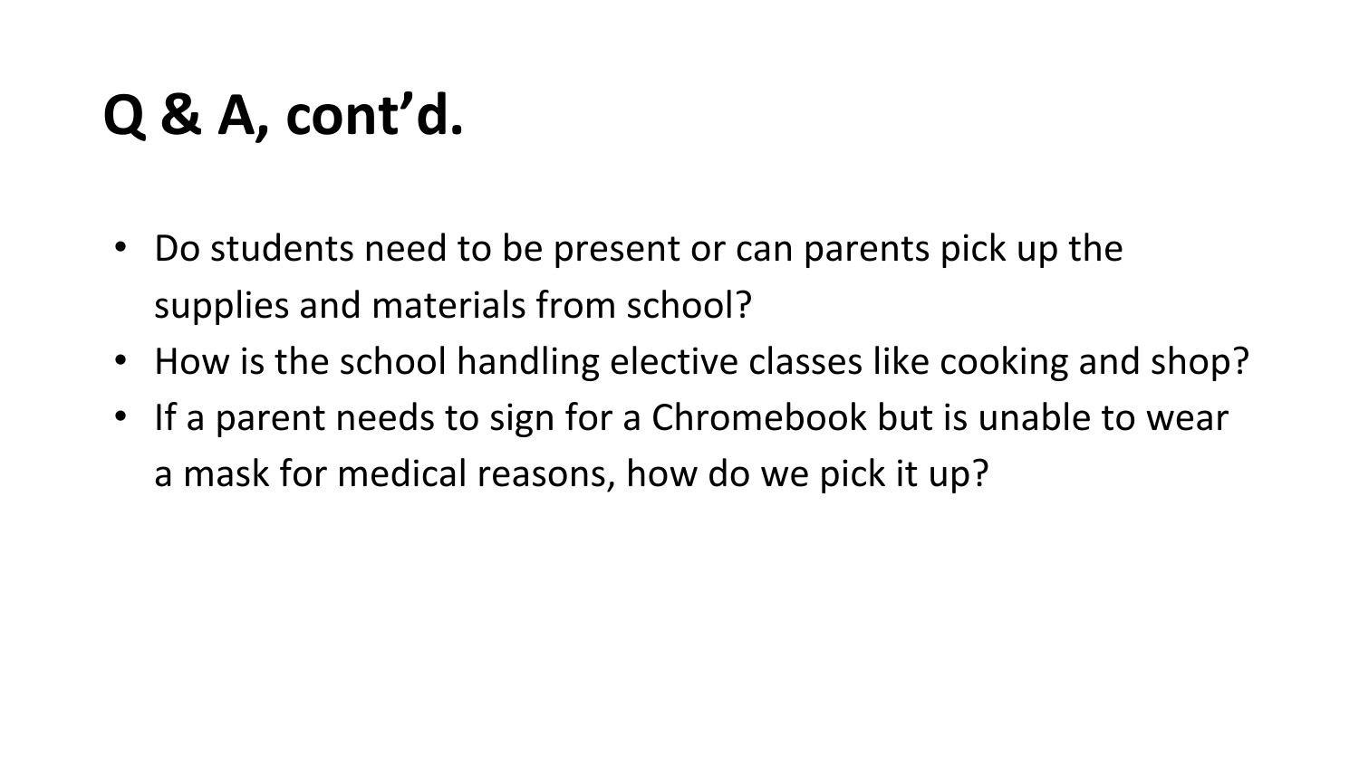# Q & A, cont'd.

- Do students need to be present or can parents pick up the supplies and materials from school?
- How is the school handling elective classes like cooking and shop?
- If a parent needs to sign for a Chromebook but is unable to wear a mask for medical reasons, how do we pick it up?